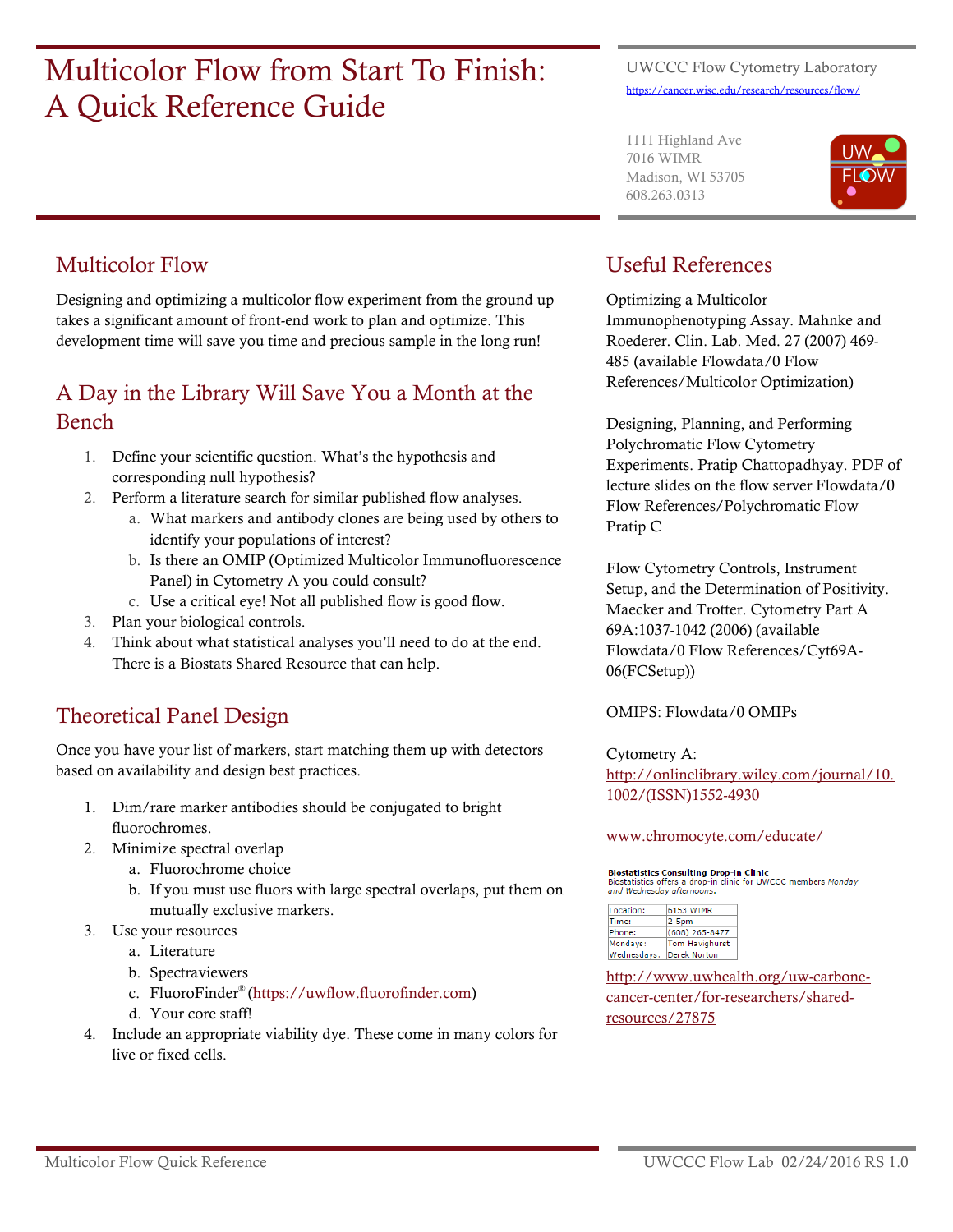# Multicolor Flow from Start To Finish: A Quick Reference Guide

UWCCC Flow Cytometry Laboratory
https://cancer.wisc.edu/research/resources/flow/

1111 Highland Ave
7016 WIMR
Madison, WI 53705
608.263.0313

## Multicolor Flow

Designing and optimizing a multicolor flow experiment from the ground up takes a significant amount of front-end work to plan and optimize. This development time will save you time and precious sample in the long run!

## A Day in the Library Will Save You a Month at the Bench

1. Define your scientific question. What's the hypothesis and corresponding null hypothesis?
2. Perform a literature search for similar published flow analyses.
   a. What markers and antibody clones are being used by others to identify your populations of interest?
   b. Is there an OMIP (Optimized Multicolor Immunofluorescence Panel) in Cytometry A you could consult?
   c. Use a critical eye! Not all published flow is good flow.
3. Plan your biological controls.
4. Think about what statistical analyses you'll need to do at the end. There is a Biostats Shared Resource that can help.

## Theoretical Panel Design

Once you have your list of markers, start matching them up with detectors based on availability and design best practices.

1. Dim/rare marker antibodies should be conjugated to bright fluorochromes.
2. Minimize spectral overlap
   a. Fluorochrome choice
   b. If you must use fluors with large spectral overlaps, put them on mutually exclusive markers.
3. Use your resources
   a. Literature
   b. Spectraviewers
   c. FluoroFinder® (https://uwflow.fluorofinder.com)
   d. Your core staff!
4. Include an appropriate viability dye. These come in many colors for live or fixed cells.

## Useful References

Optimizing a Multicolor Immunophenotyping Assay. Mahnke and Roederer. Clin. Lab. Med. 27 (2007) 469-485 (available Flowdata/0 Flow References/Multicolor Optimization)

Designing, Planning, and Performing Polychromatic Flow Cytometry Experiments. Pratip Chattopadhyay. PDF of lecture slides on the flow server Flowdata/0 Flow References/Polychromatic Flow Pratip C

Flow Cytometry Controls, Instrument Setup, and the Determination of Positivity. Maecker and Trotter. Cytometry Part A 69A:1037-1042 (2006) (available Flowdata/0 Flow References/Cyt69A-06(FCSetup))

OMIPS: Flowdata/0 OMIPs

Cytometry A: http://onlinelibrary.wiley.com/journal/10.1002/(ISSN)1552-4930

www.chromocyte.com/educate/

**Biostatistics Consulting Drop-in Clinic**
Biostatistics offers a drop-in clinic for UWCCC members *Monday and Wednesday afternoons.*

| Location: | 5153 WIMR |
|---|---|
| Time: | 2-5pm |
| Phone: | (608) 265-8477 |
| Mondays: | Tom Havighurst |
| Wednesdays: | Derek Norton |

http://www.uwhealth.org/uw-carbone-cancer-center/for-researchers/shared-resources/27875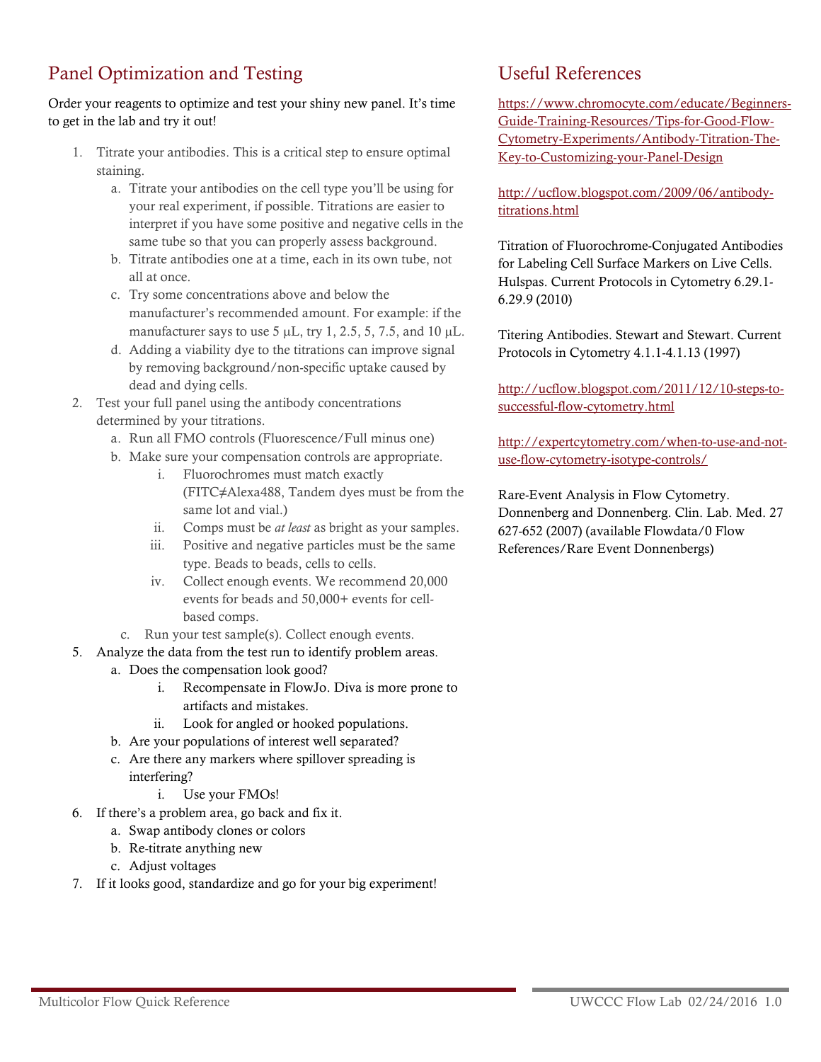## Panel Optimization and Testing

Order your reagents to optimize and test your shiny new panel. It's time to get in the lab and try it out!

1. Titrate your antibodies. This is a critical step to ensure optimal staining.
   a. Titrate your antibodies on the cell type you'll be using for your real experiment, if possible. Titrations are easier to interpret if you have some positive and negative cells in the same tube so that you can properly assess background.
   b. Titrate antibodies one at a time, each in its own tube, not all at once.
   c. Try some concentrations above and below the manufacturer's recommended amount. For example: if the manufacturer says to use 5 μL, try 1, 2.5, 5, 7.5, and 10 μL.
   d. Adding a viability dye to the titrations can improve signal by removing background/non-specific uptake caused by dead and dying cells.
2. Test your full panel using the antibody concentrations determined by your titrations.
   a. Run all FMO controls (Fluorescence/Full minus one)
   b. Make sure your compensation controls are appropriate.
      i. Fluorochromes must match exactly (FITC≠Alexa488, Tandem dyes must be from the same lot and vial.)
      ii. Comps must be *at least* as bright as your samples.
      iii. Positive and negative particles must be the same type. Beads to beads, cells to cells.
      iv. Collect enough events. We recommend 20,000 events for beads and 50,000+ events for cell-based comps.
   c. Run your test sample(s). Collect enough events.
5. Analyze the data from the test run to identify problem areas.
   a. Does the compensation look good?
      i. Recompensate in FlowJo. Diva is more prone to artifacts and mistakes.
      ii. Look for angled or hooked populations.
   b. Are your populations of interest well separated?
   c. Are there any markers where spillover spreading is interfering?
      i. Use your FMOs!
6. If there's a problem area, go back and fix it.
   a. Swap antibody clones or colors
   b. Re-titrate anything new
   c. Adjust voltages
7. If it looks good, standardize and go for your big experiment!

## Useful References

https://www.chromocyte.com/educate/Beginners-Guide-Training-Resources/Tips-for-Good-Flow-Cytometry-Experiments/Antibody-Titration-The-Key-to-Customizing-your-Panel-Design

http://ucflow.blogspot.com/2009/06/antibody-titrations.html

Titration of Fluorochrome-Conjugated Antibodies for Labeling Cell Surface Markers on Live Cells. Hulspas. Current Protocols in Cytometry 6.29.1-6.29.9 (2010)

Titering Antibodies. Stewart and Stewart. Current Protocols in Cytometry 4.1.1-4.1.13 (1997)

http://ucflow.blogspot.com/2011/12/10-steps-to-successful-flow-cytometry.html

http://expertcytometry.com/when-to-use-and-not-use-flow-cytometry-isotype-controls/

Rare-Event Analysis in Flow Cytometry. Donnenberg and Donnenberg. Clin. Lab. Med. 27 627-652 (2007) (available Flowdata/0 Flow References/Rare Event Donnenbergs)